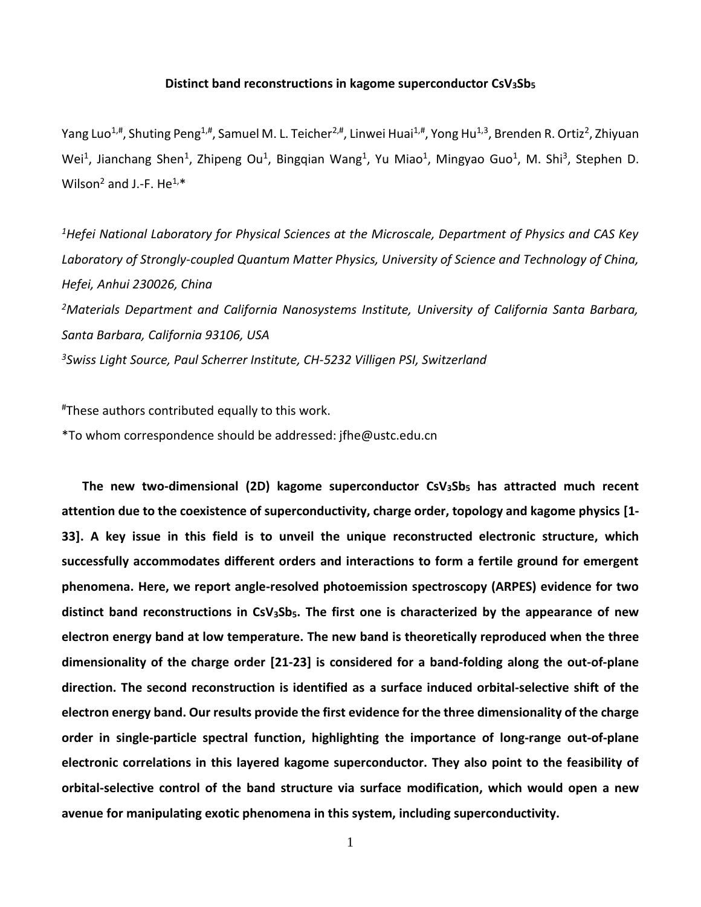# Distinct band reconstructions in kagome superconductor $CsV_3Sb_5$

Yang Luo[1,#], Shuting Peng[1,#], Samuel M. L. Teicher[2,#], Linwei Huai[1,#], Yong Hu[1,3], Brenden R. Ortiz[2], Zhiyuan Wei[1], Jianchang Shen[1], Zhipeng Ou[1], Bingqian Wang[1], Yu Miao[1], Mingyao Guo[1], M. Shi[3], Stephen D. Wilson[2] and J.-F. He[1,*]

*[1]Hefei National Laboratory for Physical Sciences at the Microscale, Department of Physics and CAS Key Laboratory of Strongly-coupled Quantum Matter Physics, University of Science and Technology of China, Hefei, Anhui 230026, China*

*[2]Materials Department and California Nanosystems Institute, University of California Santa Barbara, Santa Barbara, California 93106, USA*

*[3]Swiss Light Source, Paul Scherrer Institute, CH-5232 Villigen PSI, Switzerland*

[#]These authors contributed equally to this work.

*To whom correspondence should be addressed: jfhe@ustc.edu.cn

**The new two-dimensional (2D) kagome superconductor $CsV_3Sb_5$ has attracted much recent attention due to the coexistence of superconductivity, charge order, topology and kagome physics [1-33]. A key issue in this field is to unveil the unique reconstructed electronic structure, which successfully accommodates different orders and interactions to form a fertile ground for emergent phenomena. Here, we report angle-resolved photoemission spectroscopy (ARPES) evidence for two distinct band reconstructions in $CsV_3Sb_5$. The first one is characterized by the appearance of new electron energy band at low temperature. The new band is theoretically reproduced when the three dimensionality of the charge order [21-23] is considered for a band-folding along the out-of-plane direction. The second reconstruction is identified as a surface induced orbital-selective shift of the electron energy band. Our results provide the first evidence for the three dimensionality of the charge order in single-particle spectral function, highlighting the importance of long-range out-of-plane electronic correlations in this layered kagome superconductor. They also point to the feasibility of orbital-selective control of the band structure via surface modification, which would open a new avenue for manipulating exotic phenomena in this system, including superconductivity.**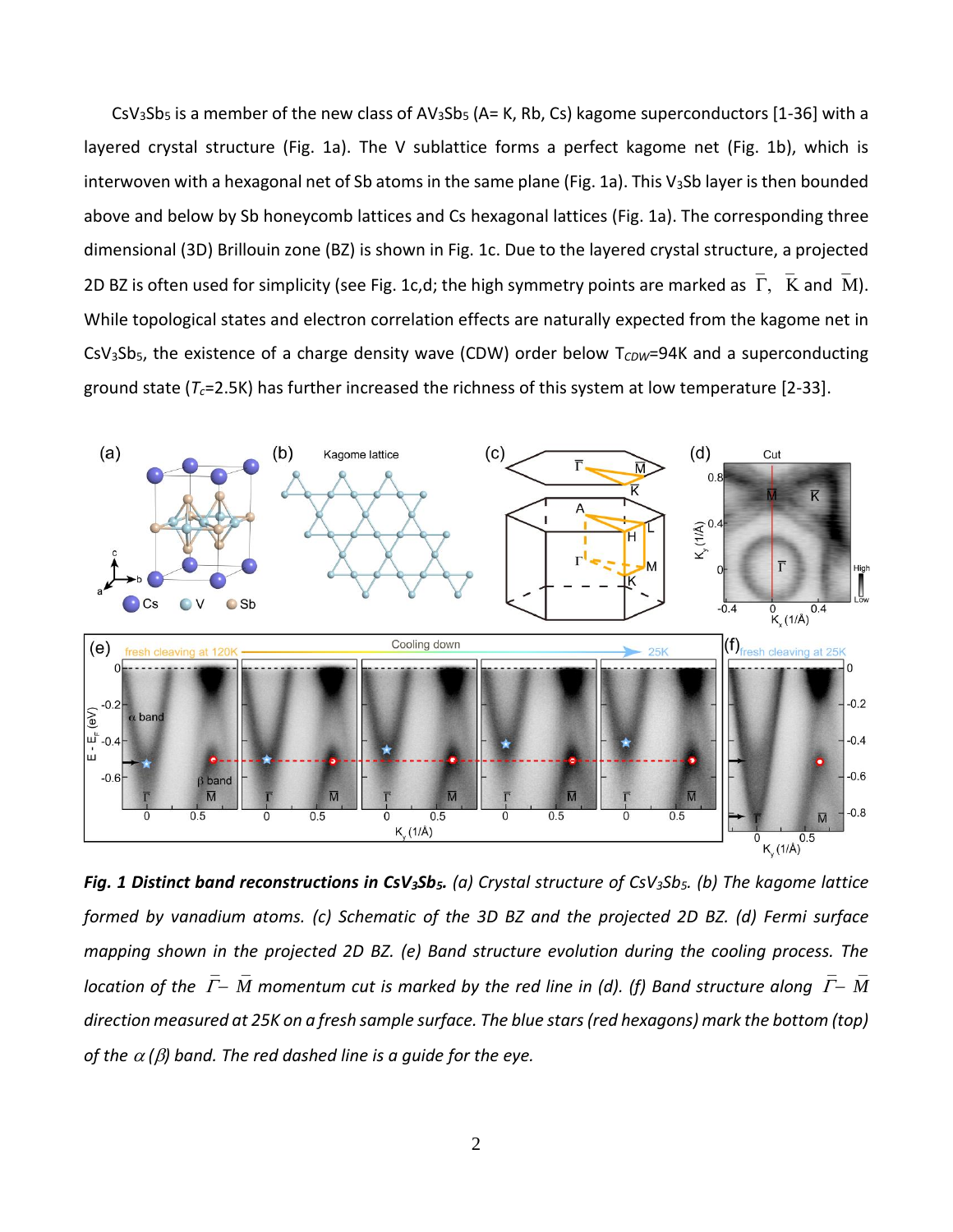$CsV_3Sb_5$ is a member of the new class of $AV_3Sb_5$ (A= K, Rb, Cs) kagome superconductors [1-36] with a layered crystal structure (Fig. 1a). The V sublattice forms a perfect kagome net (Fig. 1b), which is interwoven with a hexagonal net of Sb atoms in the same plane (Fig. 1a). This $V_3Sb$ layer is then bounded above and below by Sb honeycomb lattices and Cs hexagonal lattices (Fig. 1a). The corresponding three dimensional (3D) Brillouin zone (BZ) is shown in Fig. 1c. Due to the layered crystal structure, a projected 2D BZ is often used for simplicity (see Fig. 1c,d; the high symmetry points are marked as $\bar{\Gamma}$, $\bar{K}$ and $\bar{M}$). While topological states and electron correlation effects are naturally expected from the kagome net in $CsV_3Sb_5$, the existence of a charge density wave (CDW) order below $T_{CDW}$=94K and a superconducting ground state ($T_c$=2.5K) has further increased the richness of this system at low temperature [2-33].

***Fig. 1 Distinct band reconstructions in $CsV_3Sb_5$.*** *(a) Crystal structure of $CsV_3Sb_5$. (b) The kagome lattice formed by vanadium atoms. (c) Schematic of the 3D BZ and the projected 2D BZ. (d) Fermi surface mapping shown in the projected 2D BZ. (e) Band structure evolution during the cooling process. The location of the $\bar{\Gamma}-\bar{M}$ momentum cut is marked by the red line in (d). (f) Band structure along $\bar{\Gamma}-\bar{M}$ direction measured at 25K on a fresh sample surface. The blue stars (red hexagons) mark the bottom (top) of the $\alpha$ ($\beta$) band. The red dashed line is a guide for the eye.*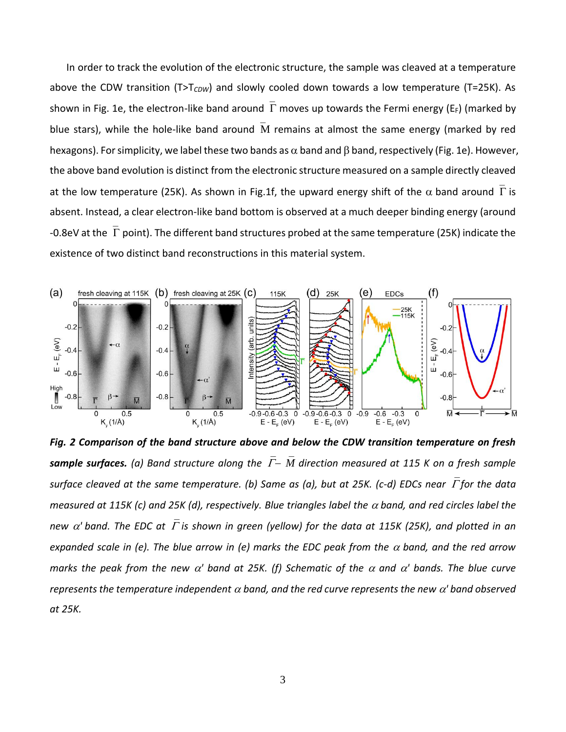In order to track the evolution of the electronic structure, the sample was cleaved at a temperature above the CDW transition ($T>T_{CDW}$) and slowly cooled down towards a low temperature (T=25K). As shown in Fig. 1e, the electron-like band around $\bar{\Gamma}$ moves up towards the Fermi energy ($E_F$) (marked by blue stars), while the hole-like band around $\bar{M}$ remains at almost the same energy (marked by red hexagons). For simplicity, we label these two bands as $\alpha$ band and $\beta$ band, respectively (Fig. 1e). However, the above band evolution is distinct from the electronic structure measured on a sample directly cleaved at the low temperature (25K). As shown in Fig.1f, the upward energy shift of the $\alpha$ band around $\bar{\Gamma}$ is absent. Instead, a clear electron-like band bottom is observed at a much deeper binding energy (around -0.8eV at the $\bar{\Gamma}$ point). The different band structures probed at the same temperature (25K) indicate the existence of two distinct band reconstructions in this material system.

***Fig. 2 Comparison of the band structure above and below the CDW transition temperature on fresh sample surfaces.*** *(a) Band structure along the $\bar{\Gamma}-\bar{M}$ direction measured at 115 K on a fresh sample surface cleaved at the same temperature. (b) Same as (a), but at 25K. (c-d) EDCs near $\bar{\Gamma}$ for the data measured at 115K (c) and 25K (d), respectively. Blue triangles label the $\alpha$ band, and red circles label the new $\alpha'$ band. The EDC at $\bar{\Gamma}$ is shown in green (yellow) for the data at 115K (25K), and plotted in an expanded scale in (e). The blue arrow in (e) marks the EDC peak from the $\alpha$ band, and the red arrow marks the peak from the new $\alpha'$ band at 25K. (f) Schematic of the $\alpha$ and $\alpha'$ bands. The blue curve represents the temperature independent $\alpha$ band, and the red curve represents the new $\alpha'$ band observed at 25K.*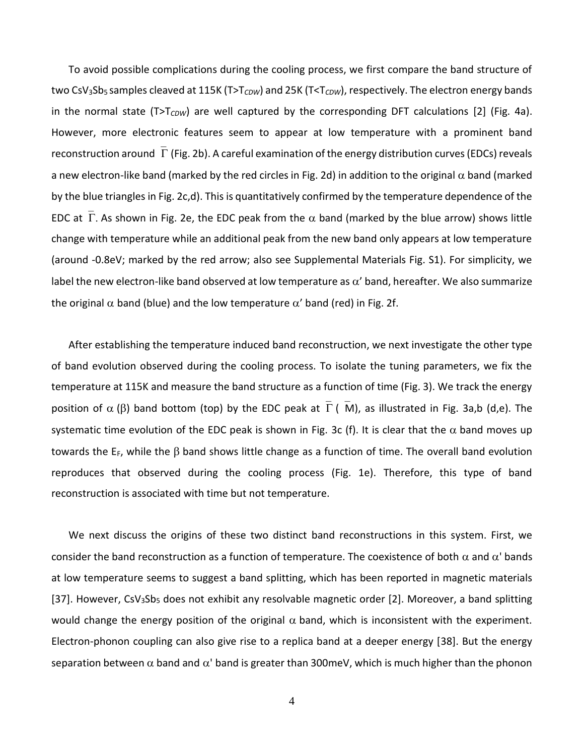To avoid possible complications during the cooling process, we first compare the band structure of two $CsV_3Sb_5$ samples cleaved at 115K ($T>T_{CDW}$) and 25K ($T<T_{CDW}$), respectively. The electron energy bands in the normal state ($T>T_{CDW}$) are well captured by the corresponding DFT calculations [2] (Fig. 4a). However, more electronic features seem to appear at low temperature with a prominent band reconstruction around $\bar{\Gamma}$ (Fig. 2b). A careful examination of the energy distribution curves (EDCs) reveals a new electron-like band (marked by the red circles in Fig. 2d) in addition to the original $\alpha$ band (marked by the blue triangles in Fig. 2c,d). This is quantitatively confirmed by the temperature dependence of the EDC at $\bar{\Gamma}$. As shown in Fig. 2e, the EDC peak from the $\alpha$ band (marked by the blue arrow) shows little change with temperature while an additional peak from the new band only appears at low temperature (around -0.8eV; marked by the red arrow; also see Supplemental Materials Fig. S1). For simplicity, we label the new electron-like band observed at low temperature as $\alpha'$ band, hereafter. We also summarize the original $\alpha$ band (blue) and the low temperature $\alpha'$ band (red) in Fig. 2f.

After establishing the temperature induced band reconstruction, we next investigate the other type of band evolution observed during the cooling process. To isolate the tuning parameters, we fix the temperature at 115K and measure the band structure as a function of time (Fig. 3). We track the energy position of $\alpha$ ($\beta$) band bottom (top) by the EDC peak at $\bar{\Gamma}$ ($\bar{M}$), as illustrated in Fig. 3a,b (d,e). The systematic time evolution of the EDC peak is shown in Fig. 3c (f). It is clear that the $\alpha$ band moves up towards the $E_F$, while the $\beta$ band shows little change as a function of time. The overall band evolution reproduces that observed during the cooling process (Fig. 1e). Therefore, this type of band reconstruction is associated with time but not temperature.

We next discuss the origins of these two distinct band reconstructions in this system. First, we consider the band reconstruction as a function of temperature. The coexistence of both $\alpha$ and $\alpha'$ bands at low temperature seems to suggest a band splitting, which has been reported in magnetic materials [37]. However, $CsV_3Sb_5$ does not exhibit any resolvable magnetic order [2]. Moreover, a band splitting would change the energy position of the original $\alpha$ band, which is inconsistent with the experiment. Electron-phonon coupling can also give rise to a replica band at a deeper energy [38]. But the energy separation between $\alpha$ band and $\alpha'$ band is greater than 300meV, which is much higher than the phonon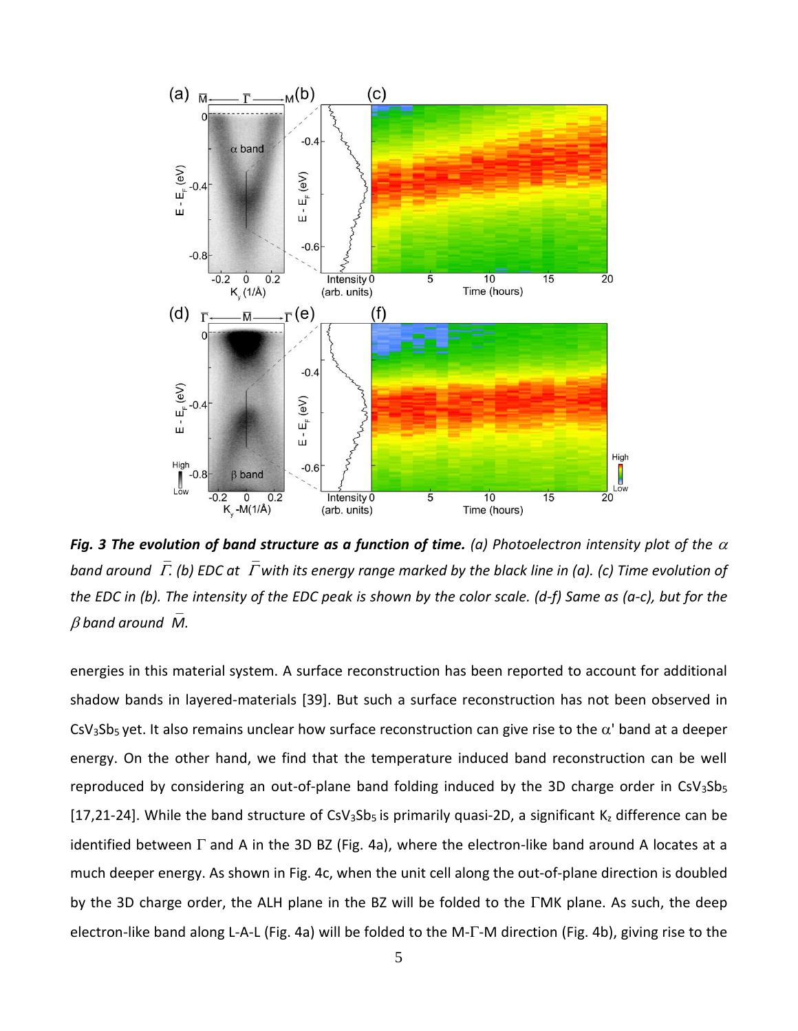***Fig. 3 The evolution of band structure as a function of time.*** *(a) Photoelectron intensity plot of the $\alpha$ band around $\bar{\Gamma}$. (b) EDC at $\bar{\Gamma}$ with its energy range marked by the black line in (a). (c) Time evolution of the EDC in (b). The intensity of the EDC peak is shown by the color scale. (d-f) Same as (a-c), but for the $\beta$ band around $\bar{M}$.*

energies in this material system. A surface reconstruction has been reported to account for additional shadow bands in layered-materials [39]. But such a surface reconstruction has not been observed in $CsV_3Sb_5$ yet. It also remains unclear how surface reconstruction can give rise to the $\alpha'$ band at a deeper energy. On the other hand, we find that the temperature induced band reconstruction can be well reproduced by considering an out-of-plane band folding induced by the 3D charge order in $CsV_3Sb_5$ [17,21-24]. While the band structure of $CsV_3Sb_5$ is primarily quasi-2D, a significant $K_z$ difference can be identified between $\Gamma$ and A in the 3D BZ (Fig. 4a), where the electron-like band around A locates at a much deeper energy. As shown in Fig. 4c, when the unit cell along the out-of-plane direction is doubled by the 3D charge order, the ALH plane in the BZ will be folded to the $\Gamma$MK plane. As such, the deep electron-like band along L-A-L (Fig. 4a) will be folded to the M-$\Gamma$-M direction (Fig. 4b), giving rise to the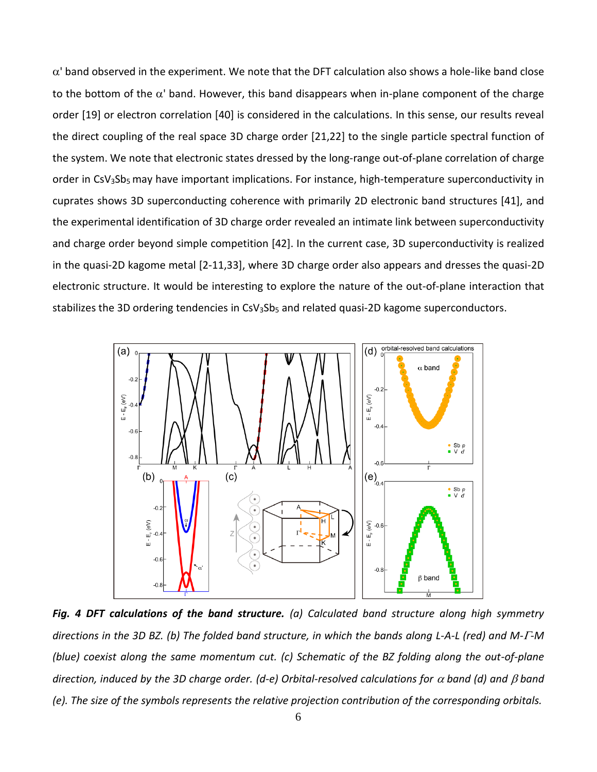$\alpha'$ band observed in the experiment. We note that the DFT calculation also shows a hole-like band close to the bottom of the $\alpha'$ band. However, this band disappears when in-plane component of the charge order [19] or electron correlation [40] is considered in the calculations. In this sense, our results reveal the direct coupling of the real space 3D charge order [21,22] to the single particle spectral function of the system. We note that electronic states dressed by the long-range out-of-plane correlation of charge order in $CsV_3Sb_5$ may have important implications. For instance, high-temperature superconductivity in cuprates shows 3D superconducting coherence with primarily 2D electronic band structures [41], and the experimental identification of 3D charge order revealed an intimate link between superconductivity and charge order beyond simple competition [42]. In the current case, 3D superconductivity is realized in the quasi-2D kagome metal [2-11,33], where 3D charge order also appears and dresses the quasi-2D electronic structure. It would be interesting to explore the nature of the out-of-plane interaction that stabilizes the 3D ordering tendencies in $CsV_3Sb_5$ and related quasi-2D kagome superconductors.

***Fig. 4 DFT calculations of the band structure.*** *(a) Calculated band structure along high symmetry directions in the 3D BZ. (b) The folded band structure, in which the bands along L-A-L (red) and M-$\Gamma$-M (blue) coexist along the same momentum cut. (c) Schematic of the BZ folding along the out-of-plane direction, induced by the 3D charge order. (d-e) Orbital-resolved calculations for $\alpha$ band (d) and $\beta$ band (e). The size of the symbols represents the relative projection contribution of the corresponding orbitals.*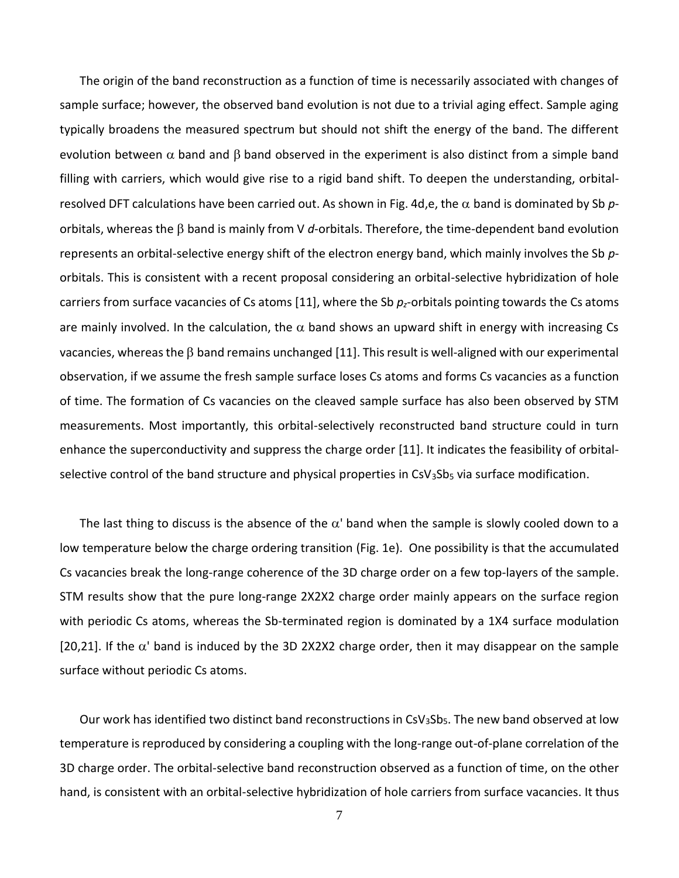The origin of the band reconstruction as a function of time is necessarily associated with changes of sample surface; however, the observed band evolution is not due to a trivial aging effect. Sample aging typically broadens the measured spectrum but should not shift the energy of the band. The different evolution between $\alpha$ band and $\beta$ band observed in the experiment is also distinct from a simple band filling with carriers, which would give rise to a rigid band shift. To deepen the understanding, orbital-resolved DFT calculations have been carried out. As shown in Fig. 4d,e, the $\alpha$ band is dominated by Sb *p*-orbitals, whereas the $\beta$ band is mainly from V *d*-orbitals. Therefore, the time-dependent band evolution represents an orbital-selective energy shift of the electron energy band, which mainly involves the Sb *p*-orbitals. This is consistent with a recent proposal considering an orbital-selective hybridization of hole carriers from surface vacancies of Cs atoms [11], where the Sb $p_z$-orbitals pointing towards the Cs atoms are mainly involved. In the calculation, the $\alpha$ band shows an upward shift in energy with increasing Cs vacancies, whereas the $\beta$ band remains unchanged [11]. This result is well-aligned with our experimental observation, if we assume the fresh sample surface loses Cs atoms and forms Cs vacancies as a function of time. The formation of Cs vacancies on the cleaved sample surface has also been observed by STM measurements. Most importantly, this orbital-selectively reconstructed band structure could in turn enhance the superconductivity and suppress the charge order [11]. It indicates the feasibility of orbital-selective control of the band structure and physical properties in $CsV_3Sb_5$ via surface modification.

The last thing to discuss is the absence of the $\alpha'$ band when the sample is slowly cooled down to a low temperature below the charge ordering transition (Fig. 1e). One possibility is that the accumulated Cs vacancies break the long-range coherence of the 3D charge order on a few top-layers of the sample. STM results show that the pure long-range 2X2X2 charge order mainly appears on the surface region with periodic Cs atoms, whereas the Sb-terminated region is dominated by a 1X4 surface modulation [20,21]. If the $\alpha'$ band is induced by the 3D 2X2X2 charge order, then it may disappear on the sample surface without periodic Cs atoms.

Our work has identified two distinct band reconstructions in $CsV_3Sb_5$. The new band observed at low temperature is reproduced by considering a coupling with the long-range out-of-plane correlation of the 3D charge order. The orbital-selective band reconstruction observed as a function of time, on the other hand, is consistent with an orbital-selective hybridization of hole carriers from surface vacancies. It thus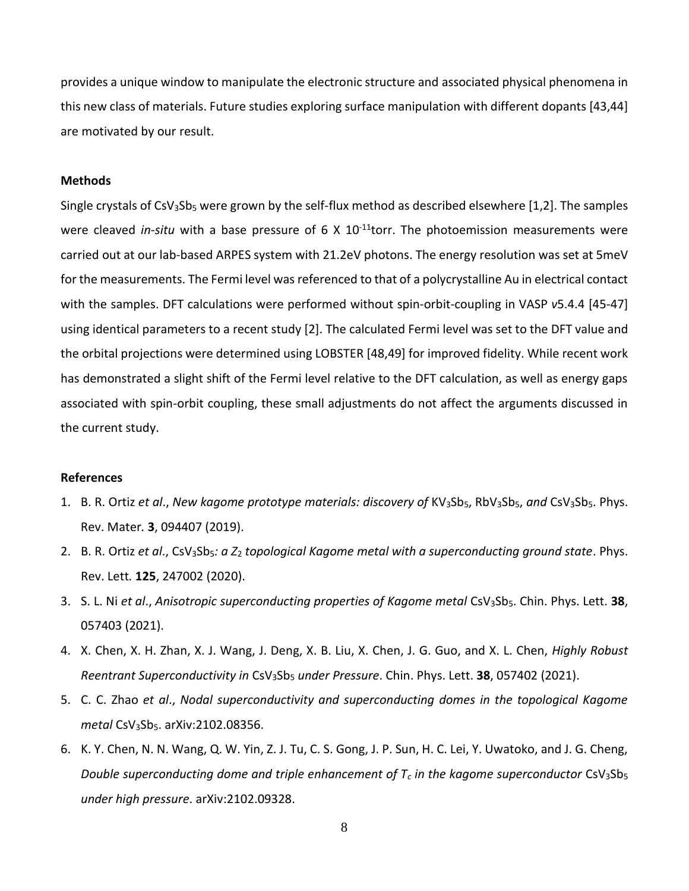provides a unique window to manipulate the electronic structure and associated physical phenomena in this new class of materials. Future studies exploring surface manipulation with different dopants [43,44] are motivated by our result.

**Methods**

Single crystals of $CsV_3Sb_5$ were grown by the self-flux method as described elsewhere [1,2]. The samples were cleaved *in-situ* with a base pressure of 6 X $10^{-11}$torr. The photoemission measurements were carried out at our lab-based ARPES system with 21.2eV photons. The energy resolution was set at 5meV for the measurements. The Fermi level was referenced to that of a polycrystalline Au in electrical contact with the samples. DFT calculations were performed without spin-orbit-coupling in VASP *v*5.4.4 [45-47] using identical parameters to a recent study [2]. The calculated Fermi level was set to the DFT value and the orbital projections were determined using LOBSTER [48,49] for improved fidelity. While recent work has demonstrated a slight shift of the Fermi level relative to the DFT calculation, as well as energy gaps associated with spin-orbit coupling, these small adjustments do not affect the arguments discussed in the current study.

**References**

1. B. R. Ortiz *et al*., *New kagome prototype materials: discovery of* $KV_3Sb_5$, $RbV_3Sb_5$, *and* $CsV_3Sb_5$. Phys. Rev. Mater. **3**, 094407 (2019).
2. B. R. Ortiz *et al*., $CsV_3Sb_5$*: a* $Z_2$ *topological Kagome metal with a superconducting ground state*. Phys. Rev. Lett. **125**, 247002 (2020).
3. S. L. Ni *et al*., *Anisotropic superconducting properties of Kagome metal* $CsV_3Sb_5$. Chin. Phys. Lett. **38**, 057403 (2021).
4. X. Chen, X. H. Zhan, X. J. Wang, J. Deng, X. B. Liu, X. Chen, J. G. Guo, and X. L. Chen, *Highly Robust Reentrant Superconductivity in* $CsV_3Sb_5$ *under Pressure*. Chin. Phys. Lett. **38**, 057402 (2021).
5. C. C. Zhao *et al*., *Nodal superconductivity and superconducting domes in the topological Kagome metal* $CsV_3Sb_5$. arXiv:2102.08356.
6. K. Y. Chen, N. N. Wang, Q. W. Yin, Z. J. Tu, C. S. Gong, J. P. Sun, H. C. Lei, Y. Uwatoko, and J. G. Cheng, *Double superconducting dome and triple enhancement of* $T_c$ *in the kagome superconductor* $CsV_3Sb_5$ *under high pressure*. arXiv:2102.09328.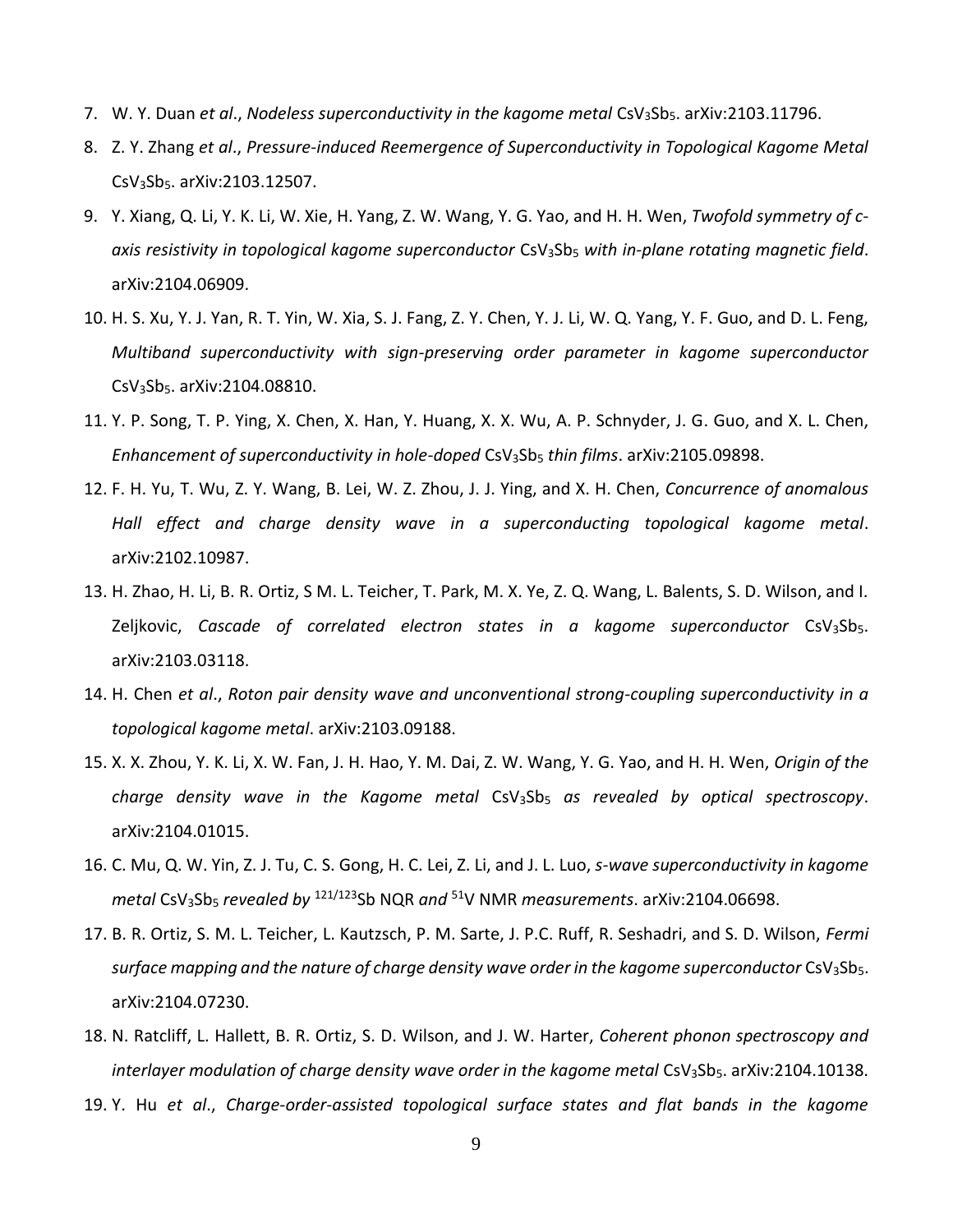7. W. Y. Duan *et al*., *Nodeless superconductivity in the kagome metal* $CsV_3Sb_5$. arXiv:2103.11796.
8. Z. Y. Zhang *et al*., *Pressure-induced Reemergence of Superconductivity in Topological Kagome Metal* $CsV_3Sb_5$. arXiv:2103.12507.
9. Y. Xiang, Q. Li, Y. K. Li, W. Xie, H. Yang, Z. W. Wang, Y. G. Yao, and H. H. Wen, *Twofold symmetry of c-axis resistivity in topological kagome superconductor* $CsV_3Sb_5$ *with in-plane rotating magnetic field*. arXiv:2104.06909.
10. H. S. Xu, Y. J. Yan, R. T. Yin, W. Xia, S. J. Fang, Z. Y. Chen, Y. J. Li, W. Q. Yang, Y. F. Guo, and D. L. Feng, *Multiband superconductivity with sign-preserving order parameter in kagome superconductor* $CsV_3Sb_5$. arXiv:2104.08810.
11. Y. P. Song, T. P. Ying, X. Chen, X. Han, Y. Huang, X. X. Wu, A. P. Schnyder, J. G. Guo, and X. L. Chen, *Enhancement of superconductivity in hole-doped* $CsV_3Sb_5$ *thin films*. arXiv:2105.09898.
12. F. H. Yu, T. Wu, Z. Y. Wang, B. Lei, W. Z. Zhou, J. J. Ying, and X. H. Chen, *Concurrence of anomalous Hall effect and charge density wave in a superconducting topological kagome metal*. arXiv:2102.10987.
13. H. Zhao, H. Li, B. R. Ortiz, S M. L. Teicher, T. Park, M. X. Ye, Z. Q. Wang, L. Balents, S. D. Wilson, and I. Zeljkovic, *Cascade of correlated electron states in a kagome superconductor* $CsV_3Sb_5$. arXiv:2103.03118.
14. H. Chen *et al*., *Roton pair density wave and unconventional strong-coupling superconductivity in a topological kagome metal*. arXiv:2103.09188.
15. X. X. Zhou, Y. K. Li, X. W. Fan, J. H. Hao, Y. M. Dai, Z. W. Wang, Y. G. Yao, and H. H. Wen, *Origin of the charge density wave in the Kagome metal* $CsV_3Sb_5$ *as revealed by optical spectroscopy*. arXiv:2104.01015.
16. C. Mu, Q. W. Yin, Z. J. Tu, C. S. Gong, H. C. Lei, Z. Li, and J. L. Luo, *s-wave superconductivity in kagome metal* $CsV_3Sb_5$ *revealed by* $^{121/123}$Sb NQR *and* $^{51}$V NMR *measurements*. arXiv:2104.06698.
17. B. R. Ortiz, S. M. L. Teicher, L. Kautzsch, P. M. Sarte, J. P.C. Ruff, R. Seshadri, and S. D. Wilson, *Fermi surface mapping and the nature of charge density wave order in the kagome superconductor* $CsV_3Sb_5$. arXiv:2104.07230.
18. N. Ratcliff, L. Hallett, B. R. Ortiz, S. D. Wilson, and J. W. Harter, *Coherent phonon spectroscopy and interlayer modulation of charge density wave order in the kagome metal* $CsV_3Sb_5$. arXiv:2104.10138.
19. Y. Hu *et al*., *Charge-order-assisted topological surface states and flat bands in the kagome*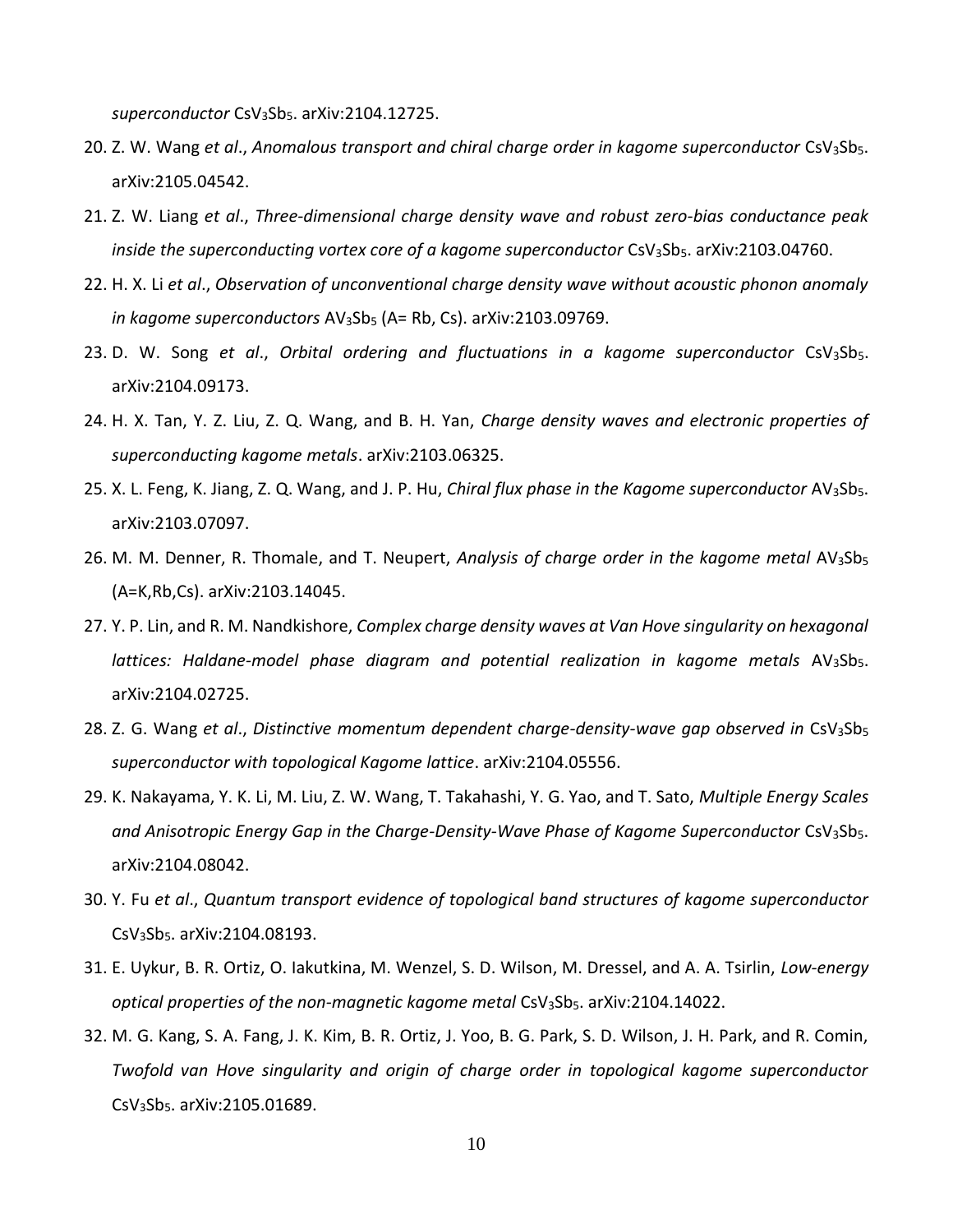*superconductor* $CsV_3Sb_5$. arXiv:2104.12725.

20. Z. W. Wang *et al*., *Anomalous transport and chiral charge order in kagome superconductor* $CsV_3Sb_5$. arXiv:2105.04542.
21. Z. W. Liang *et al*., *Three-dimensional charge density wave and robust zero-bias conductance peak inside the superconducting vortex core of a kagome superconductor* $CsV_3Sb_5$. arXiv:2103.04760.
22. H. X. Li *et al*., *Observation of unconventional charge density wave without acoustic phonon anomaly in kagome superconductors* $AV_3Sb_5$ (A= Rb, Cs). arXiv:2103.09769.
23. D. W. Song *et al*., *Orbital ordering and fluctuations in a kagome superconductor* $CsV_3Sb_5$. arXiv:2104.09173.
24. H. X. Tan, Y. Z. Liu, Z. Q. Wang, and B. H. Yan, *Charge density waves and electronic properties of superconducting kagome metals*. arXiv:2103.06325.
25. X. L. Feng, K. Jiang, Z. Q. Wang, and J. P. Hu, *Chiral flux phase in the Kagome superconductor* $AV_3Sb_5$. arXiv:2103.07097.
26. M. M. Denner, R. Thomale, and T. Neupert, *Analysis of charge order in the kagome metal* $AV_3Sb_5$ (A=K,Rb,Cs). arXiv:2103.14045.
27. Y. P. Lin, and R. M. Nandkishore, *Complex charge density waves at Van Hove singularity on hexagonal lattices: Haldane-model phase diagram and potential realization in kagome metals* $AV_3Sb_5$. arXiv:2104.02725.
28. Z. G. Wang *et al*., *Distinctive momentum dependent charge-density-wave gap observed in* $CsV_3Sb_5$ *superconductor with topological Kagome lattice*. arXiv:2104.05556.
29. K. Nakayama, Y. K. Li, M. Liu, Z. W. Wang, T. Takahashi, Y. G. Yao, and T. Sato, *Multiple Energy Scales and Anisotropic Energy Gap in the Charge-Density-Wave Phase of Kagome Superconductor* $CsV_3Sb_5$. arXiv:2104.08042.
30. Y. Fu *et al*., *Quantum transport evidence of topological band structures of kagome superconductor* $CsV_3Sb_5$. arXiv:2104.08193.
31. E. Uykur, B. R. Ortiz, O. Iakutkina, M. Wenzel, S. D. Wilson, M. Dressel, and A. A. Tsirlin, *Low-energy optical properties of the non-magnetic kagome metal* $CsV_3Sb_5$. arXiv:2104.14022.
32. M. G. Kang, S. A. Fang, J. K. Kim, B. R. Ortiz, J. Yoo, B. G. Park, S. D. Wilson, J. H. Park, and R. Comin, *Twofold van Hove singularity and origin of charge order in topological kagome superconductor* $CsV_3Sb_5$. arXiv:2105.01689.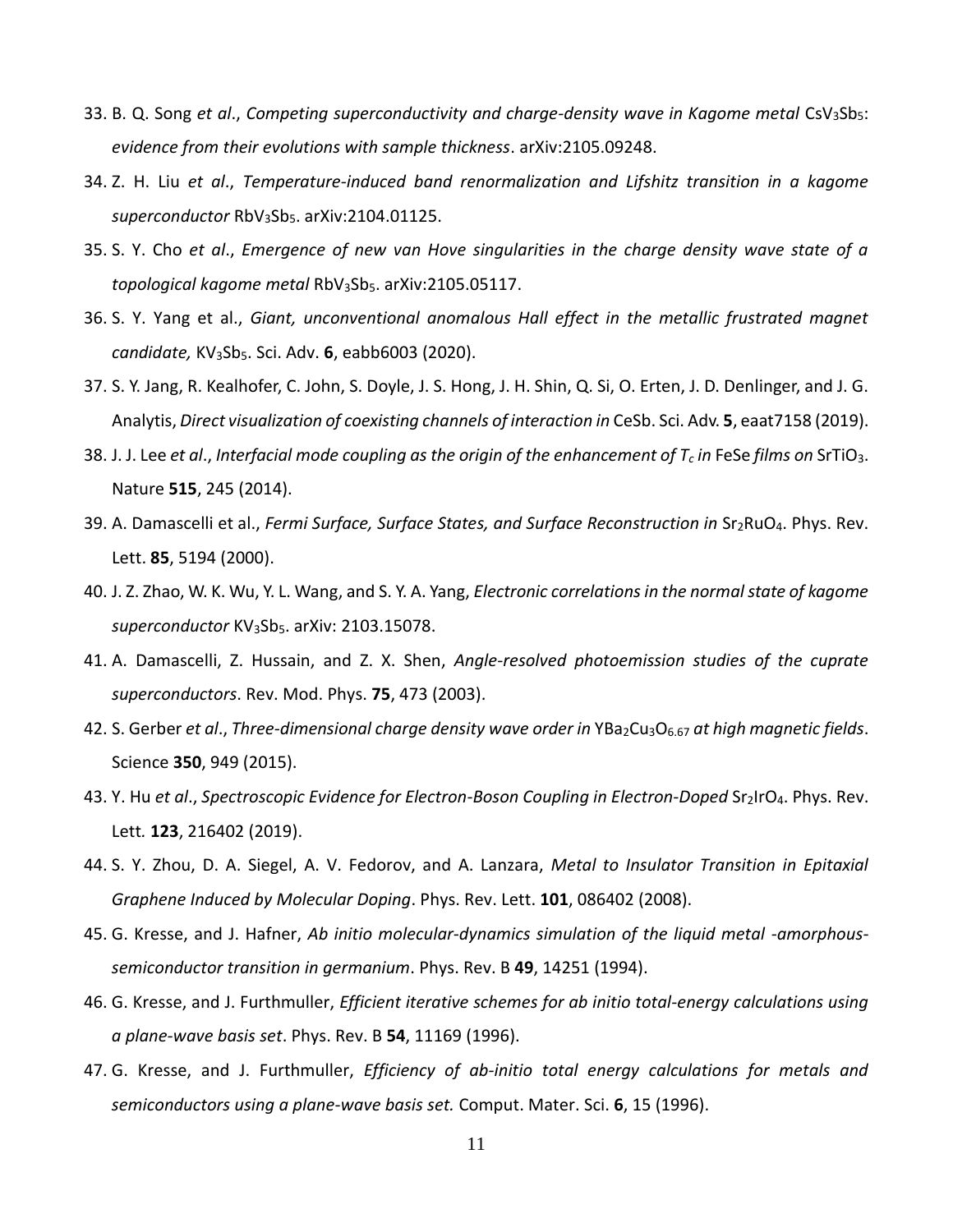33. B. Q. Song *et al*., *Competing superconductivity and charge-density wave in Kagome metal* $CsV_3Sb_5$*: evidence from their evolutions with sample thickness*. arXiv:2105.09248.
34. Z. H. Liu *et al*., *Temperature-induced band renormalization and Lifshitz transition in a kagome superconductor* $RbV_3Sb_5$. arXiv:2104.01125.
35. S. Y. Cho *et al*., *Emergence of new van Hove singularities in the charge density wave state of a topological kagome metal* $RbV_3Sb_5$. arXiv:2105.05117.
36. S. Y. Yang et al., *Giant, unconventional anomalous Hall effect in the metallic frustrated magnet candidate,* $KV_3Sb_5$. Sci. Adv. **6**, eabb6003 (2020).
37. S. Y. Jang, R. Kealhofer, C. John, S. Doyle, J. S. Hong, J. H. Shin, Q. Si, O. Erten, J. D. Denlinger, and J. G. Analytis, *Direct visualization of coexisting channels of interaction in* CeSb. Sci. Adv. **5**, eaat7158 (2019).
38. J. J. Lee *et al*., *Interfacial mode coupling as the origin of the enhancement of* $T_c$ *in* FeSe *films on* $SrTiO_3$. Nature **515**, 245 (2014).
39. A. Damascelli et al., *Fermi Surface, Surface States, and Surface Reconstruction in* $Sr_2RuO_4$. Phys. Rev. Lett. **85**, 5194 (2000).
40. J. Z. Zhao, W. K. Wu, Y. L. Wang, and S. Y. A. Yang, *Electronic correlations in the normal state of kagome superconductor* $KV_3Sb_5$. arXiv: 2103.15078.
41. A. Damascelli, Z. Hussain, and Z. X. Shen, *Angle-resolved photoemission studies of the cuprate superconductors*. Rev. Mod. Phys. **75**, 473 (2003).
42. S. Gerber *et al*., *Three-dimensional charge density wave order in* $YBa_2Cu_3O_{6.67}$ *at high magnetic fields*. Science **350**, 949 (2015).
43. Y. Hu *et al*., *Spectroscopic Evidence for Electron-Boson Coupling in Electron-Doped* $Sr_2IrO_4$. Phys. Rev. Lett. **123**, 216402 (2019).
44. S. Y. Zhou, D. A. Siegel, A. V. Fedorov, and A. Lanzara, *Metal to Insulator Transition in Epitaxial Graphene Induced by Molecular Doping*. Phys. Rev. Lett. **101**, 086402 (2008).
45. G. Kresse, and J. Hafner, *Ab initio molecular-dynamics simulation of the liquid metal -amorphous-semiconductor transition in germanium*. Phys. Rev. B **49**, 14251 (1994).
46. G. Kresse, and J. Furthmuller, *Efficient iterative schemes for ab initio total-energy calculations using a plane-wave basis set*. Phys. Rev. B **54**, 11169 (1996).
47. G. Kresse, and J. Furthmuller, *Efficiency of ab-initio total energy calculations for metals and semiconductors using a plane-wave basis set.* Comput. Mater. Sci. **6**, 15 (1996).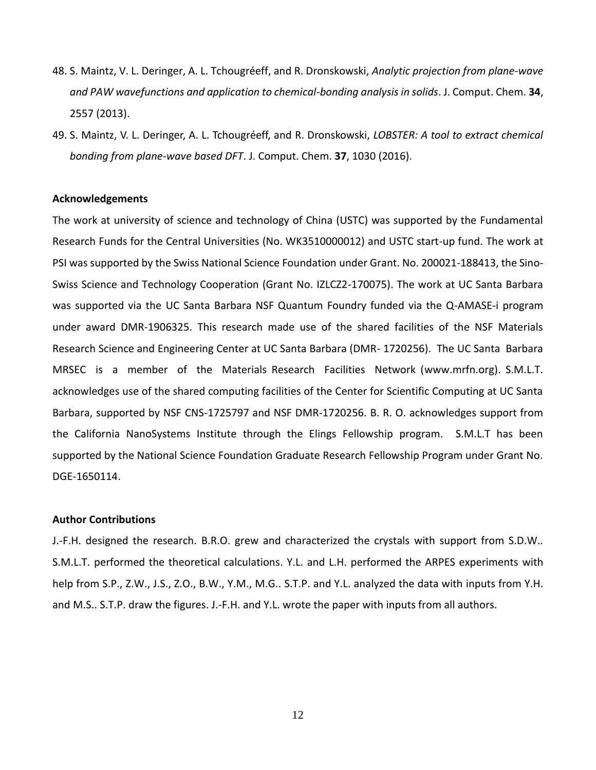48. S. Maintz, V. L. Deringer, A. L. Tchougréeff, and R. Dronskowski, *Analytic projection from plane-wave and PAW wavefunctions and application to chemical-bonding analysis in solids*. J. Comput. Chem. **34**, 2557 (2013).
49. S. Maintz, V. L. Deringer, A. L. Tchougréeff, and R. Dronskowski, *LOBSTER: A tool to extract chemical bonding from plane-wave based DFT*. J. Comput. Chem. **37**, 1030 (2016).

**Acknowledgements**

The work at university of science and technology of China (USTC) was supported by the Fundamental Research Funds for the Central Universities (No. WK3510000012) and USTC start-up fund. The work at PSI was supported by the Swiss National Science Foundation under Grant. No. 200021-188413, the Sino-Swiss Science and Technology Cooperation (Grant No. IZLCZ2-170075). The work at UC Santa Barbara was supported via the UC Santa Barbara NSF Quantum Foundry funded via the Q-AMASE-i program under award DMR-1906325. This research made use of the shared facilities of the NSF Materials Research Science and Engineering Center at UC Santa Barbara (DMR- 1720256). The UC Santa Barbara MRSEC is a member of the Materials Research Facilities Network (www.mrfn.org). S.M.L.T. acknowledges use of the shared computing facilities of the Center for Scientific Computing at UC Santa Barbara, supported by NSF CNS-1725797 and NSF DMR-1720256. B. R. O. acknowledges support from the California NanoSystems Institute through the Elings Fellowship program. S.M.L.T has been supported by the National Science Foundation Graduate Research Fellowship Program under Grant No. DGE-1650114.

**Author Contributions**

J.-F.H. designed the research. B.R.O. grew and characterized the crystals with support from S.D.W.. S.M.L.T. performed the theoretical calculations. Y.L. and L.H. performed the ARPES experiments with help from S.P., Z.W., J.S., Z.O., B.W., Y.M., M.G.. S.T.P. and Y.L. analyzed the data with inputs from Y.H. and M.S.. S.T.P. draw the figures. J.-F.H. and Y.L. wrote the paper with inputs from all authors.